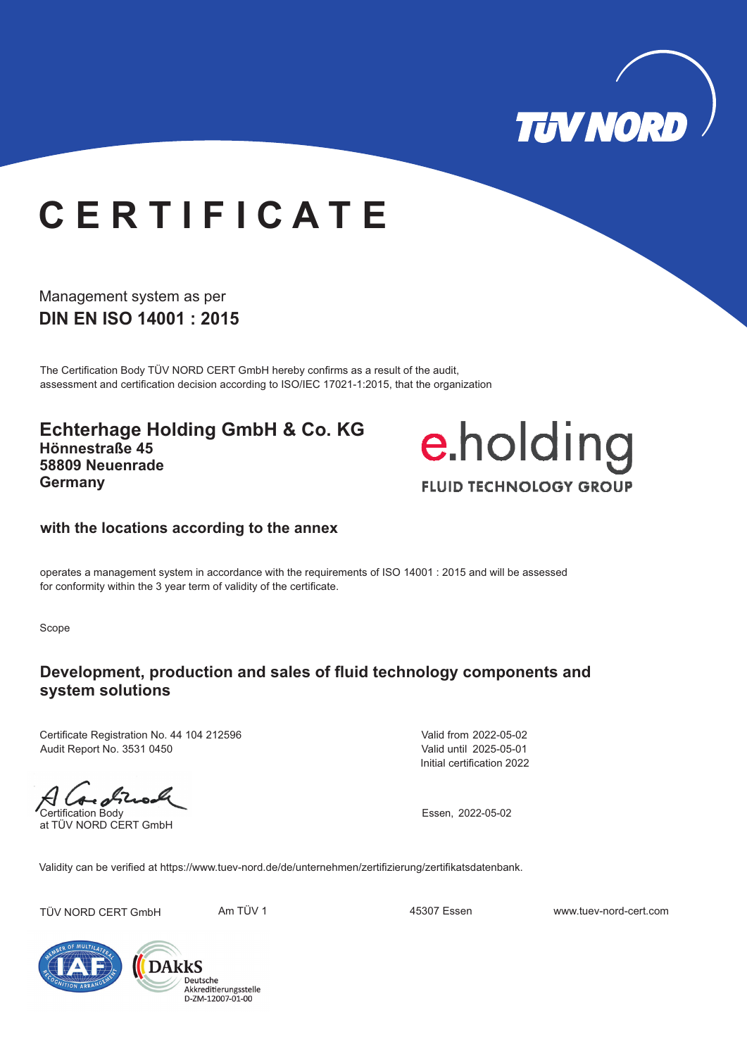# CERTIFICATE

Management system as per
**DIN EN ISO 14001 : 2015**

The Certification Body TÜV NORD CERT GmbH hereby confirms as a result of the audit, assessment and certification decision according to ISO/IEC 17021-1:2015, that the organization

**Echterhage Holding GmbH & Co. KG**
**Hönnestraße 45**
**58809 Neuenrade**
**Germany**

e.holding
FLUID TECHNOLOGY GROUP

**with the locations according to the annex**

operates a management system in accordance with the requirements of ISO 14001 : 2015 and will be assessed for conformity within the 3 year term of validity of the certificate.

Scope

**Development, production and sales of fluid technology components and system solutions**

Certificate Registration No. 44 104 212596
Audit Report No. 3531 0450

Valid from 2022-05-02
Valid until 2025-05-01
Initial certification 2022

Certification Body
at TÜV NORD CERT GmbH

Essen, 2022-05-02

Validity can be verified at https://www.tuev-nord.de/de/unternehmen/zertifizierung/zertifikatsdatenbank.

TÜV NORD CERT GmbH    Am TÜV 1    45307 Essen    www.tuev-nord-cert.com

DAkkS Deutsche Akkreditierungsstelle D-ZM-12007-01-00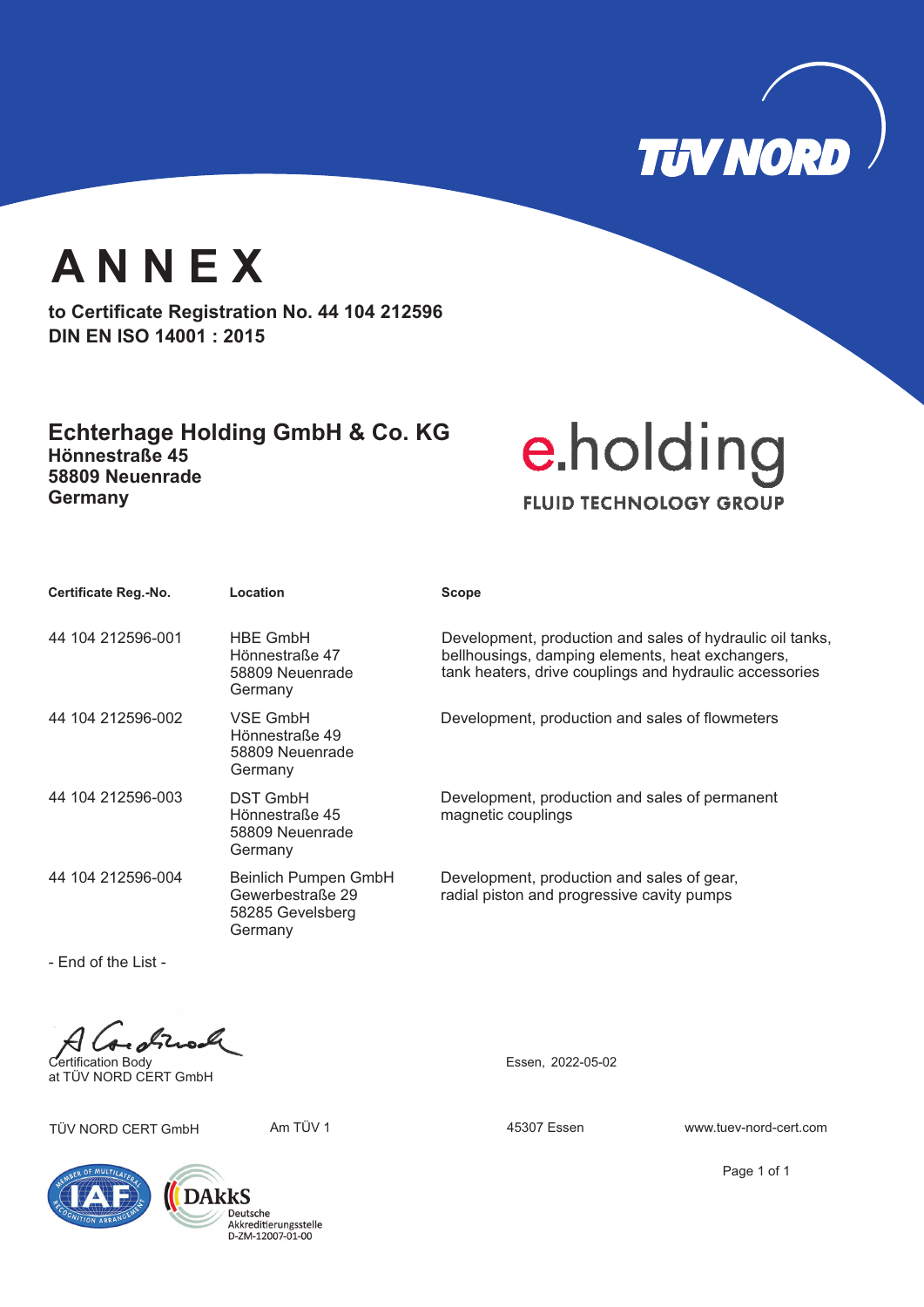# ANNEX

**to Certificate Registration No. 44 104 212596**
**DIN EN ISO 14001 : 2015**

## Echterhage Holding GmbH & Co. KG
**Hönnestraße 45**
**58809 Neuenrade**
**Germany**

e.holding
FLUID TECHNOLOGY GROUP

| Certificate Reg.-No. | Location | Scope |
|---|---|---|
| 44 104 212596-001 | HBE GmbH<br>Hönnestraße 47<br>58809 Neuenrade<br>Germany | Development, production and sales of hydraulic oil tanks, bellhousings, damping elements, heat exchangers, tank heaters, drive couplings and hydraulic accessories |
| 44 104 212596-002 | VSE GmbH<br>Hönnestraße 49<br>58809 Neuenrade<br>Germany | Development, production and sales of flowmeters |
| 44 104 212596-003 | DST GmbH<br>Hönnestraße 45<br>58809 Neuenrade<br>Germany | Development, production and sales of permanent magnetic couplings |
| 44 104 212596-004 | Beinlich Pumpen GmbH<br>Gewerbestraße 29<br>58285 Gevelsberg<br>Germany | Development, production and sales of gear, radial piston and progressive cavity pumps |

- End of the List -

Certification Body
at TÜV NORD CERT GmbH

Essen, 2022-05-02

TÜV NORD CERT GmbH Am TÜV 1 45307 Essen www.tuev-nord-cert.com

DAkkS Deutsche Akkreditierungsstelle D-ZM-12007-01-00